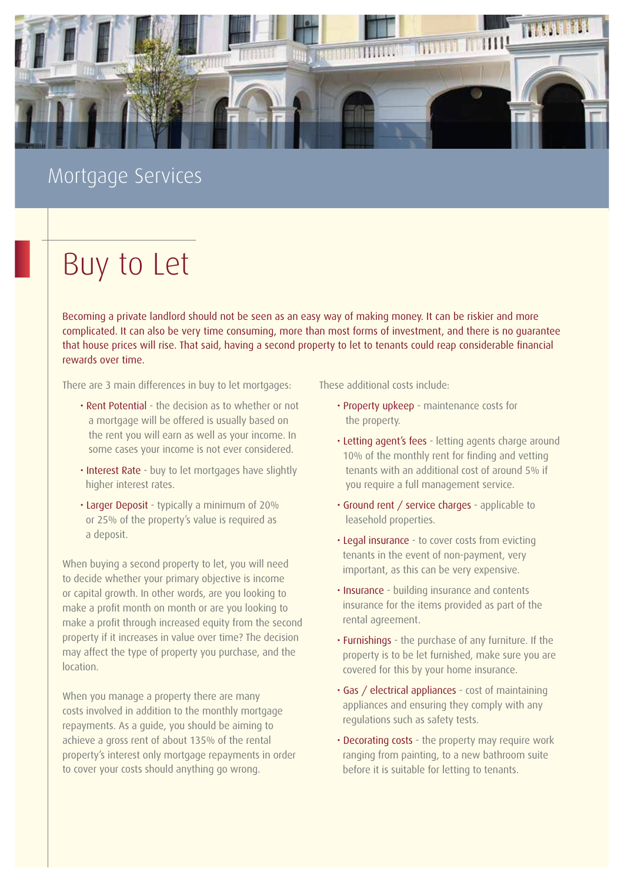Mortgage Services

# Buy to Let

Becoming a private landlord should not be seen as an easy way of making money. It can be riskier and more complicated. It can also be very time consuming, more than most forms of investment, and there is no guarantee that house prices will rise. That said, having a second property to let to tenants could reap considerable financial rewards over time.

There are 3 main differences in buy to let mortgages:

- Rent Potential - the decision as to whether or not a mortgage will be offered is usually based on the rent you will earn as well as your income. In some cases your income is not ever considered.
- Interest Rate - buy to let mortgages have slightly higher interest rates.
- Larger Deposit - typically a minimum of 20% or 25% of the property's value is required as a deposit.

When buying a second property to let, you will need to decide whether your primary objective is income or capital growth. In other words, are you looking to make a profit month on month or are you looking to make a profit through increased equity from the second property if it increases in value over time? The decision may affect the type of property you purchase, and the location.

When you manage a property there are many costs involved in addition to the monthly mortgage repayments. As a guide, you should be aiming to achieve a gross rent of about 135% of the rental property's interest only mortgage repayments in order to cover your costs should anything go wrong.

These additional costs include:

- Property upkeep - maintenance costs for the property.
- Letting agent's fees - letting agents charge around 10% of the monthly rent for finding and vetting tenants with an additional cost of around 5% if you require a full management service.
- Ground rent / service charges - applicable to leasehold properties.
- Legal insurance - to cover costs from evicting tenants in the event of non-payment, very important, as this can be very expensive.
- Insurance - building insurance and contents insurance for the items provided as part of the rental agreement.
- Furnishings - the purchase of any furniture. If the property is to be let furnished, make sure you are covered for this by your home insurance.
- Gas / electrical appliances - cost of maintaining appliances and ensuring they comply with any regulations such as safety tests.
- Decorating costs - the property may require work ranging from painting, to a new bathroom suite before it is suitable for letting to tenants.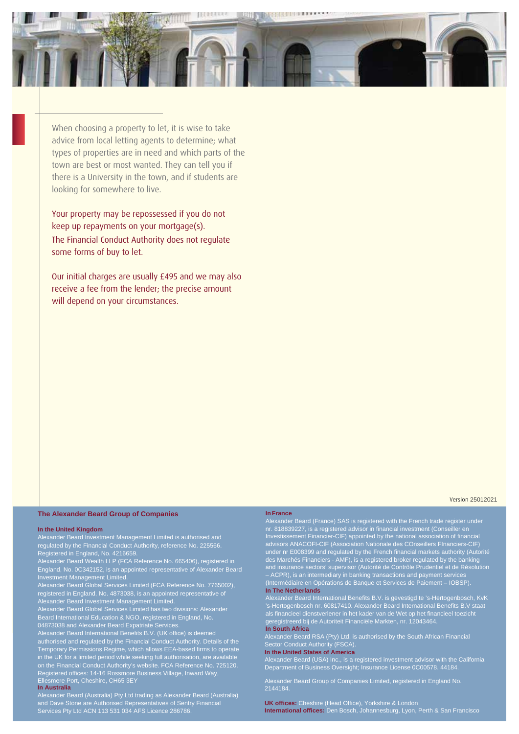When choosing a property to let, it is wise to take advice from local letting agents to determine; what types of properties are in need and which parts of the town are best or most wanted. They can tell you if there is a University in the town, and if students are looking for somewhere to live.

Your property may be repossessed if you do not keep up repayments on your mortgage(s).
The Financial Conduct Authority does not regulate some forms of buy to let.

Our initial charges are usually £495 and we may also receive a fee from the lender; the precise amount will depend on your circumstances.

Version 25012021

## The Alexander Beard Group of Companies

**In the United Kingdom**

Alexander Beard Investment Management Limited is authorised and regulated by the Financial Conduct Authority, reference No. 225566. Registered in England, No. 4216659.

Alexander Beard Wealth LLP (FCA Reference No. 665406), registered in England, No. 0C342152, is an appointed representative of Alexander Beard Investment Management Limited.

Alexander Beard Global Services Limited (FCA Reference No. 7765002), registered in England, No. 4873038, is an appointed representative of Alexander Beard Investment Management Limited.

Alexander Beard Global Services Limited has two divisions: Alexander Beard International Education & NGO, registered in England, No. 04873038 and Alexander Beard Expatriate Services.

Alexander Beard International Benefits B.V. (UK office) is deemed authorised and regulated by the Financial Conduct Authority. Details of the Temporary Permissions Regime, which allows EEA-based firms to operate in the UK for a limited period while seeking full authorisation, are available on the Financial Conduct Authority's website. FCA Reference No. 725120. Registered offices: 14-16 Rossmore Business Village, Inward Way, Ellesmere Port, Cheshire, CH65 3EY

**In Australia**

Alexander Beard (Australia) Pty Ltd trading as Alexander Beard (Australia) and Dave Stone are Authorised Representatives of Sentry Financial Services Pty Ltd ACN 113 531 034 AFS Licence 286786.

**In France**

Alexander Beard (France) SAS is registered with the French trade register under nr. 818839227, is a registered advisor in financial investment (Conseiller en Investissement Financier-CIF) appointed by the national association of financial advisors ANACOFI-CIF (Association Nationale des COnseillers FInanciers-CIF) under nr E008399 and regulated by the French financial markets authority (Autorité des Marchés Financiers - AMF), is a registered broker regulated by the banking and insurance sectors' supervisor (Autorité de Contrôle Prudentiel et de Résolution – ACPR), is an intermediary in banking transactions and payment services (Intermédiaire en Opérations de Banque et Services de Paiement – IOBSP).

**In The Netherlands**

Alexander Beard International Benefits B.V. is gevestigd te 's-Hertogenbosch, KvK 's-Hertogenbosch nr. 60817410. Alexander Beard International Benefits B.V staat als financieel dienstverlener in het kader van de Wet op het financieel toezicht geregistreerd bij de Autoriteit Financiële Markten, nr. 12043464.

**In South Africa**

Alexander Beard RSA (Pty) Ltd. is authorised by the South African Financial Sector Conduct Authority (FSCA).

**In the United States of America**

Alexander Beard (USA) Inc., is a registered investment advisor with the California Department of Business Oversight; Insurance License 0C00578. 44184.

Alexander Beard Group of Companies Limited, registered in England No. 2144184.

**UK offices:** Cheshire (Head Office), Yorkshire & London
**International offices:** Den Bosch, Johannesburg, Lyon, Perth & San Francisco